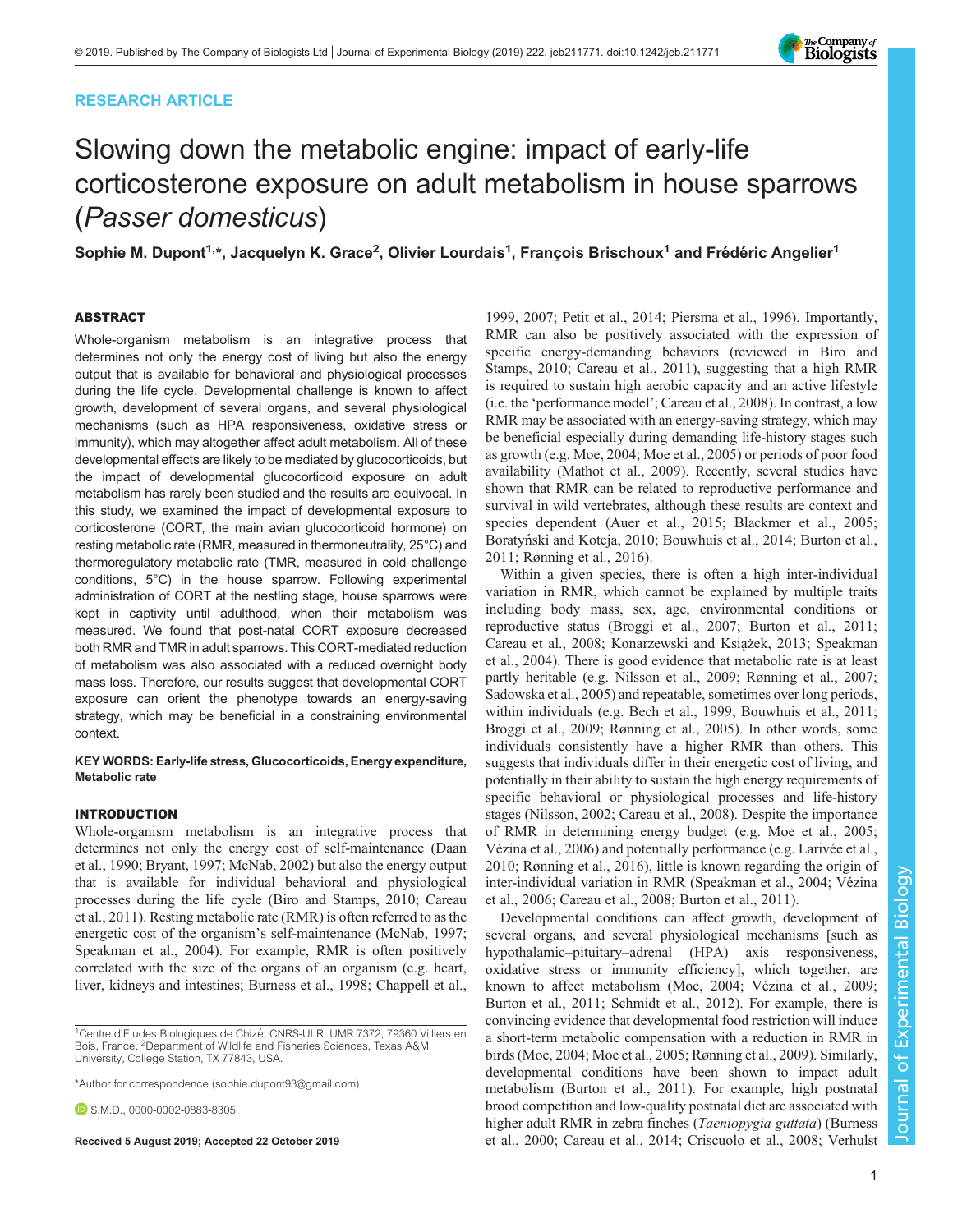RESEARCH ARTICLE

# Slowing down the metabolic engine: impact of early-life corticosterone exposure on adult metabolism in house sparrows (*Passer domesticus*)

**Sophie M. Dupont[1,*], Jacquelyn K. Grace[2], Olivier Lourdais[1], François Brischoux[1] and Frédéric Angelier[1]**

## ABSTRACT

Whole-organism metabolism is an integrative process that determines not only the energy cost of living but also the energy output that is available for behavioral and physiological processes during the life cycle. Developmental challenge is known to affect growth, development of several organs, and several physiological mechanisms (such as HPA responsiveness, oxidative stress or immunity), which may altogether affect adult metabolism. All of these developmental effects are likely to be mediated by glucocorticoids, but the impact of developmental glucocorticoid exposure on adult metabolism has rarely been studied and the results are equivocal. In this study, we examined the impact of developmental exposure to corticosterone (CORT, the main avian glucocorticoid hormone) on resting metabolic rate (RMR, measured in thermoneutrality, 25°C) and thermoregulatory metabolic rate (TMR, measured in cold challenge conditions, 5°C) in the house sparrow. Following experimental administration of CORT at the nestling stage, house sparrows were kept in captivity until adulthood, when their metabolism was measured. We found that post-natal CORT exposure decreased both RMR and TMR in adult sparrows. This CORT-mediated reduction of metabolism was also associated with a reduced overnight body mass loss. Therefore, our results suggest that developmental CORT exposure can orient the phenotype towards an energy-saving strategy, which may be beneficial in a constraining environmental context.

**KEY WORDS: Early-life stress, Glucocorticoids, Energy expenditure, Metabolic rate**

## INTRODUCTION

Whole-organism metabolism is an integrative process that determines not only the energy cost of self-maintenance (Daan et al., 1990; Bryant, 1997; McNab, 2002) but also the energy output that is available for individual behavioral and physiological processes during the life cycle (Biro and Stamps, 2010; Careau et al., 2011). Resting metabolic rate (RMR) is often referred to as the energetic cost of the organism's self-maintenance (McNab, 1997; Speakman et al., 2004). For example, RMR is often positively correlated with the size of the organs of an organism (e.g. heart, liver, kidneys and intestines; Burness et al., 1998; Chappell et al., 1999, 2007; Petit et al., 2014; Piersma et al., 1996). Importantly, RMR can also be positively associated with the expression of specific energy-demanding behaviors (reviewed in Biro and Stamps, 2010; Careau et al., 2011), suggesting that a high RMR is required to sustain high aerobic capacity and an active lifestyle (i.e. the 'performance model'; Careau et al., 2008). In contrast, a low RMR may be associated with an energy-saving strategy, which may be beneficial especially during demanding life-history stages such as growth (e.g. Moe, 2004; Moe et al., 2005) or periods of poor food availability (Mathot et al., 2009). Recently, several studies have shown that RMR can be related to reproductive performance and survival in wild vertebrates, although these results are context and species dependent (Auer et al., 2015; Blackmer et al., 2005; Boratyński and Koteja, 2010; Bouwhuis et al., 2014; Burton et al., 2011; Rønning et al., 2016).

Within a given species, there is often a high inter-individual variation in RMR, which cannot be explained by multiple traits including body mass, sex, age, environmental conditions or reproductive status (Broggi et al., 2007; Burton et al., 2011; Careau et al., 2008; Konarzewski and Książek, 2013; Speakman et al., 2004). There is good evidence that metabolic rate is at least partly heritable (e.g. Nilsson et al., 2009; Rønning et al., 2007; Sadowska et al., 2005) and repeatable, sometimes over long periods, within individuals (e.g. Bech et al., 1999; Bouwhuis et al., 2011; Broggi et al., 2009; Rønning et al., 2005). In other words, some individuals consistently have a higher RMR than others. This suggests that individuals differ in their energetic cost of living, and potentially in their ability to sustain the high energy requirements of specific behavioral or physiological processes and life-history stages (Nilsson, 2002; Careau et al., 2008). Despite the importance of RMR in determining energy budget (e.g. Moe et al., 2005; Vézina et al., 2006) and potentially performance (e.g. Larivée et al., 2010; Rønning et al., 2016), little is known regarding the origin of inter-individual variation in RMR (Speakman et al., 2004; Vézina et al., 2006; Careau et al., 2008; Burton et al., 2011).

Developmental conditions can affect growth, development of several organs, and several physiological mechanisms [such as hypothalamic–pituitary–adrenal (HPA) axis responsiveness, oxidative stress or immunity efficiency], which together, are known to affect metabolism (Moe, 2004; Vézina et al., 2009; Burton et al., 2011; Schmidt et al., 2012). For example, there is convincing evidence that developmental food restriction will induce a short-term metabolic compensation with a reduction in RMR in birds (Moe, 2004; Moe et al., 2005; Rønning et al., 2009). Similarly, developmental conditions have been shown to impact adult metabolism (Burton et al., 2011). For example, high postnatal brood competition and low-quality postnatal diet are associated with higher adult RMR in zebra finches (*Taeniopygia guttata*) (Burness et al., 2000; Careau et al., 2014; Criscuolo et al., 2008; Verhulst

---

[1]Centre d'Etudes Biologiques de Chizé, CNRS-ULR, UMR 7372, 79360 Villiers en Bois, France. [2]Department of Wildlife and Fisheries Sciences, Texas A&M University, College Station, TX 77843, USA.

*Author for correspondence (sophie.dupont93@gmail.com)

S.M.D., 0000-0002-0883-8305

Received 5 August 2019; Accepted 22 October 2019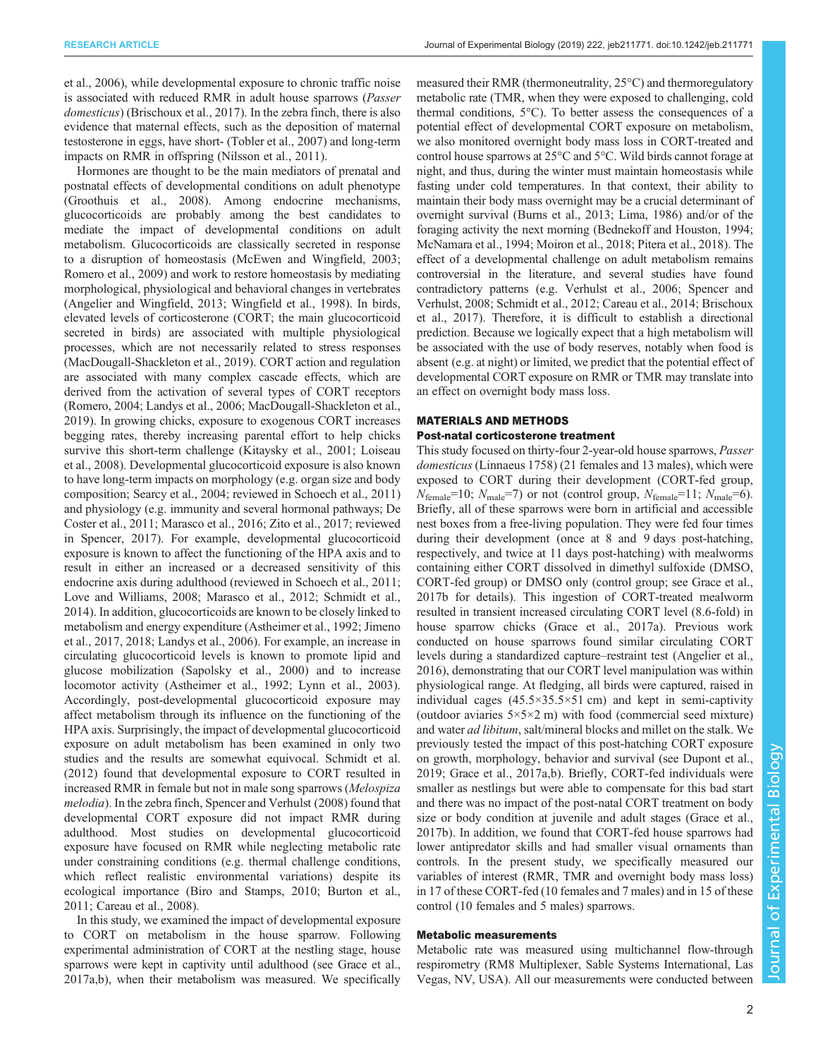et al., 2006), while developmental exposure to chronic traffic noise is associated with reduced RMR in adult house sparrows (*Passer domesticus*) (Brischoux et al., 2017). In the zebra finch, there is also evidence that maternal effects, such as the deposition of maternal testosterone in eggs, have short- (Tobler et al., 2007) and long-term impacts on RMR in offspring (Nilsson et al., 2011).

Hormones are thought to be the main mediators of prenatal and postnatal effects of developmental conditions on adult phenotype (Groothuis et al., 2008). Among endocrine mechanisms, glucocorticoids are probably among the best candidates to mediate the impact of developmental conditions on adult metabolism. Glucocorticoids are classically secreted in response to a disruption of homeostasis (McEwen and Wingfield, 2003; Romero et al., 2009) and work to restore homeostasis by mediating morphological, physiological and behavioral changes in vertebrates (Angelier and Wingfield, 2013; Wingfield et al., 1998). In birds, elevated levels of corticosterone (CORT; the main glucocorticoid secreted in birds) are associated with multiple physiological processes, which are not necessarily related to stress responses (MacDougall-Shackleton et al., 2019). CORT action and regulation are associated with many complex cascade effects, which are derived from the activation of several types of CORT receptors (Romero, 2004; Landys et al., 2006; MacDougall-Shackleton et al., 2019). In growing chicks, exposure to exogenous CORT increases begging rates, thereby increasing parental effort to help chicks survive this short-term challenge (Kitaysky et al., 2001; Loiseau et al., 2008). Developmental glucocorticoid exposure is also known to have long-term impacts on morphology (e.g. organ size and body composition; Searcy et al., 2004; reviewed in Schoech et al., 2011) and physiology (e.g. immunity and several hormonal pathways; De Coster et al., 2011; Marasco et al., 2016; Zito et al., 2017; reviewed in Spencer, 2017). For example, developmental glucocorticoid exposure is known to affect the functioning of the HPA axis and to result in either an increased or a decreased sensitivity of this endocrine axis during adulthood (reviewed in Schoech et al., 2011; Love and Williams, 2008; Marasco et al., 2012; Schmidt et al., 2014). In addition, glucocorticoids are known to be closely linked to metabolism and energy expenditure (Astheimer et al., 1992; Jimeno et al., 2017, 2018; Landys et al., 2006). For example, an increase in circulating glucocorticoid levels is known to promote lipid and glucose mobilization (Sapolsky et al., 2000) and to increase locomotor activity (Astheimer et al., 1992; Lynn et al., 2003). Accordingly, post-developmental glucocorticoid exposure may affect metabolism through its influence on the functioning of the HPA axis. Surprisingly, the impact of developmental glucocorticoid exposure on adult metabolism has been examined in only two studies and the results are somewhat equivocal. Schmidt et al. (2012) found that developmental exposure to CORT resulted in increased RMR in female but not in male song sparrows (*Melospiza melodia*). In the zebra finch, Spencer and Verhulst (2008) found that developmental CORT exposure did not impact RMR during adulthood. Most studies on developmental glucocorticoid exposure have focused on RMR while neglecting metabolic rate under constraining conditions (e.g. thermal challenge conditions, which reflect realistic environmental variations) despite its ecological importance (Biro and Stamps, 2010; Burton et al., 2011; Careau et al., 2008).

In this study, we examined the impact of developmental exposure to CORT on metabolism in the house sparrow. Following experimental administration of CORT at the nestling stage, house sparrows were kept in captivity until adulthood (see Grace et al., 2017a,b), when their metabolism was measured. We specifically measured their RMR (thermoneutrality, 25°C) and thermoregulatory metabolic rate (TMR, when they were exposed to challenging, cold thermal conditions, 5°C). To better assess the consequences of a potential effect of developmental CORT exposure on metabolism, we also monitored overnight body mass loss in CORT-treated and control house sparrows at 25°C and 5°C. Wild birds cannot forage at night, and thus, during the winter must maintain homeostasis while fasting under cold temperatures. In that context, their ability to maintain their body mass overnight may be a crucial determinant of overnight survival (Burns et al., 2013; Lima, 1986) and/or of the foraging activity the next morning (Bednekoff and Houston, 1994; McNamara et al., 1994; Moiron et al., 2018; Pitera et al., 2018). The effect of a developmental challenge on adult metabolism remains controversial in the literature, and several studies have found contradictory patterns (e.g. Verhulst et al., 2006; Spencer and Verhulst, 2008; Schmidt et al., 2012; Careau et al., 2014; Brischoux et al., 2017). Therefore, it is difficult to establish a directional prediction. Because we logically expect that a high metabolism will be associated with the use of body reserves, notably when food is absent (e.g. at night) or limited, we predict that the potential effect of developmental CORT exposure on RMR or TMR may translate into an effect on overnight body mass loss.

## MATERIALS AND METHODS

### Post-natal corticosterone treatment

This study focused on thirty-four 2-year-old house sparrows, *Passer domesticus* (Linnaeus 1758) (21 females and 13 males), which were exposed to CORT during their development (CORT-fed group, $N_{female}$=10; $N_{male}$=7) or not (control group, $N_{female}$=11; $N_{male}$=6). Briefly, all of these sparrows were born in artificial and accessible nest boxes from a free-living population. They were fed four times during their development (once at 8 and 9 days post-hatching, respectively, and twice at 11 days post-hatching) with mealworms containing either CORT dissolved in dimethyl sulfoxide (DMSO, CORT-fed group) or DMSO only (control group; see Grace et al., 2017b for details). This ingestion of CORT-treated mealworm resulted in transient increased circulating CORT level (8.6-fold) in house sparrow chicks (Grace et al., 2017a). Previous work conducted on house sparrows found similar circulating CORT levels during a standardized capture–restraint test (Angelier et al., 2016), demonstrating that our CORT level manipulation was within physiological range. At fledging, all birds were captured, raised in individual cages (45.5×35.5×51 cm) and kept in semi-captivity (outdoor aviaries 5×5×2 m) with food (commercial seed mixture) and water *ad libitum*, salt/mineral blocks and millet on the stalk. We previously tested the impact of this post-hatching CORT exposure on growth, morphology, behavior and survival (see Dupont et al., 2019; Grace et al., 2017a,b). Briefly, CORT-fed individuals were smaller as nestlings but were able to compensate for this bad start and there was no impact of the post-natal CORT treatment on body size or body condition at juvenile and adult stages (Grace et al., 2017b). In addition, we found that CORT-fed house sparrows had lower antipredator skills and had smaller visual ornaments than controls. In the present study, we specifically measured our variables of interest (RMR, TMR and overnight body mass loss) in 17 of these CORT-fed (10 females and 7 males) and in 15 of these control (10 females and 5 males) sparrows.

### Metabolic measurements

Metabolic rate was measured using multichannel flow-through respirometry (RM8 Multiplexer, Sable Systems International, Las Vegas, NV, USA). All our measurements were conducted between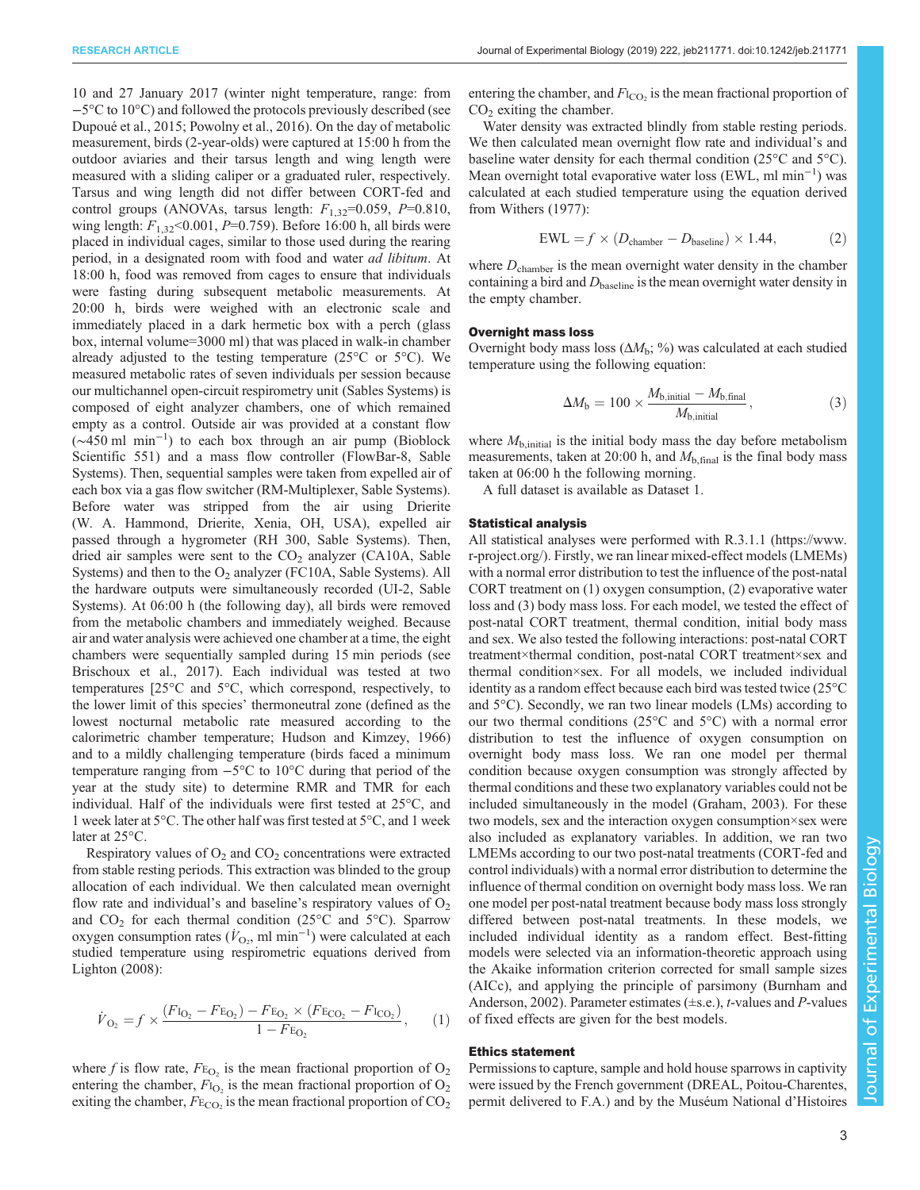10 and 27 January 2017 (winter night temperature, range: from −5°C to 10°C) and followed the protocols previously described (see Dupoué et al., 2015; Powolny et al., 2016). On the day of metabolic measurement, birds (2-year-olds) were captured at 15:00 h from the outdoor aviaries and their tarsus length and wing length were measured with a sliding caliper or a graduated ruler, respectively. Tarsus and wing length did not differ between CORT-fed and control groups (ANOVAs, tarsus length: $F_{1,32}$=0.059, $P$=0.810, wing length: $F_{1,32}$<0.001, $P$=0.759). Before 16:00 h, all birds were placed in individual cages, similar to those used during the rearing period, in a designated room with food and water *ad libitum*. At 18:00 h, food was removed from cages to ensure that individuals were fasting during subsequent metabolic measurements. At 20:00 h, birds were weighed with an electronic scale and immediately placed in a dark hermetic box with a perch (glass box, internal volume=3000 ml) that was placed in walk-in chamber already adjusted to the testing temperature (25°C or 5°C). We measured metabolic rates of seven individuals per session because our multichannel open-circuit respirometry unit (Sables Systems) is composed of eight analyzer chambers, one of which remained empty as a control. Outside air was provided at a constant flow (~450 ml $\min^{-1}$) to each box through an air pump (Bioblock Scientific 551) and a mass flow controller (FlowBar-8, Sable Systems). Then, sequential samples were taken from expelled air of each box via a gas flow switcher (RM-Multiplexer, Sable Systems). Before water was stripped from the air using Drierite (W. A. Hammond, Drierite, Xenia, OH, USA), expelled air passed through a hygrometer (RH 300, Sable Systems). Then, dried air samples were sent to the $CO_2$ analyzer (CA10A, Sable Systems) and then to the $O_2$ analyzer (FC10A, Sable Systems). All the hardware outputs were simultaneously recorded (UI-2, Sable Systems). At 06:00 h (the following day), all birds were removed from the metabolic chambers and immediately weighed. Because air and water analysis were achieved one chamber at a time, the eight chambers were sequentially sampled during 15 min periods (see Brischoux et al., 2017). Each individual was tested at two temperatures [25°C and 5°C, which correspond, respectively, to the lower limit of this species' thermoneutral zone (defined as the lowest nocturnal metabolic rate measured according to the calorimetric chamber temperature; Hudson and Kimzey, 1966) and to a mildly challenging temperature (birds faced a minimum temperature ranging from −5°C to 10°C during that period of the year at the study site) to determine RMR and TMR for each individual. Half of the individuals were first tested at 25°C, and 1 week later at 5°C. The other half was first tested at 5°C, and 1 week later at 25°C.

Respiratory values of $O_2$ and $CO_2$ concentrations were extracted from stable resting periods. This extraction was blinded to the group allocation of each individual. We then calculated mean overnight flow rate and individual's and baseline's respiratory values of $O_2$ and $CO_2$ for each thermal condition (25°C and 5°C). Sparrow oxygen consumption rates ($\dot{V}_{O_2}$, ml $\min^{-1}$) were calculated at each studied temperature using respirometric equations derived from Lighton (2008):

$$\dot{V}_{O_2} = f \times \frac{(F\mathrm{I}_{O_2} - F\mathrm{E}_{O_2}) - F\mathrm{E}_{O_2} \times (F\mathrm{E}_{CO_2} - F\mathrm{I}_{CO_2})}{1 - F\mathrm{E}_{O_2}}, \quad (1)$$

where $f$ is flow rate, $F\mathrm{E}_{O_2}$ is the mean fractional proportion of $O_2$ entering the chamber, $F\mathrm{I}_{O_2}$ is the mean fractional proportion of $O_2$ exiting the chamber, $F\mathrm{E}_{CO_2}$ is the mean fractional proportion of $CO_2$ entering the chamber, and $F\mathrm{I}_{CO_2}$ is the mean fractional proportion of $CO_2$ exiting the chamber.

Water density was extracted blindly from stable resting periods. We then calculated mean overnight flow rate and individual's and baseline water density for each thermal condition (25°C and 5°C). Mean overnight total evaporative water loss (EWL, ml $\min^{-1}$) was calculated at each studied temperature using the equation derived from Withers (1977):

$$\mathrm{EWL} = f \times (D_{\mathrm{chamber}} - D_{\mathrm{baseline}}) \times 1.44, \quad (2)$$

where $D_{\mathrm{chamber}}$ is the mean overnight water density in the chamber containing a bird and $D_{\mathrm{baseline}}$ is the mean overnight water density in the empty chamber.

### Overnight mass loss

Overnight body mass loss ($\Delta M_{\mathrm{b}}$; %) was calculated at each studied temperature using the following equation:

$$\Delta M_{\mathrm{b}} = 100 \times \frac{M_{\mathrm{b,initial}} - M_{\mathrm{b,final}}}{M_{\mathrm{b,initial}}}, \quad (3)$$

where $M_{\mathrm{b,initial}}$ is the initial body mass the day before metabolism measurements, taken at 20:00 h, and $M_{\mathrm{b,final}}$ is the final body mass taken at 06:00 h the following morning.

A full dataset is available as Dataset 1.

### Statistical analysis

All statistical analyses were performed with R.3.1.1 (https://www.r-project.org/). Firstly, we ran linear mixed-effect models (LMEMs) with a normal error distribution to test the influence of the post-natal CORT treatment on (1) oxygen consumption, (2) evaporative water loss and (3) body mass loss. For each model, we tested the effect of post-natal CORT treatment, thermal condition, initial body mass and sex. We also tested the following interactions: post-natal CORT treatment×thermal condition, post-natal CORT treatment×sex and thermal condition×sex. For all models, we included individual identity as a random effect because each bird was tested twice (25°C and 5°C). Secondly, we ran two linear models (LMs) according to our two thermal conditions (25°C and 5°C) with a normal error distribution to test the influence of oxygen consumption on overnight body mass loss. We ran one model per thermal condition because oxygen consumption was strongly affected by thermal conditions and these two explanatory variables could not be included simultaneously in the model (Graham, 2003). For these two models, sex and the interaction oxygen consumption×sex were also included as explanatory variables. In addition, we ran two LMEMs according to our two post-natal treatments (CORT-fed and control individuals) with a normal error distribution to determine the influence of thermal condition on overnight body mass loss. We ran one model per post-natal treatment because body mass loss strongly differed between post-natal treatments. In these models, we included individual identity as a random effect. Best-fitting models were selected via an information-theoretic approach using the Akaike information criterion corrected for small sample sizes (AICc), and applying the principle of parsimony (Burnham and Anderson, 2002). Parameter estimates (±s.e.), $t$-values and $P$-values of fixed effects are given for the best models.

### Ethics statement

Permissions to capture, sample and hold house sparrows in captivity were issued by the French government (DREAL, Poitou-Charentes, permit delivered to F.A.) and by the Muséum National d'Histoires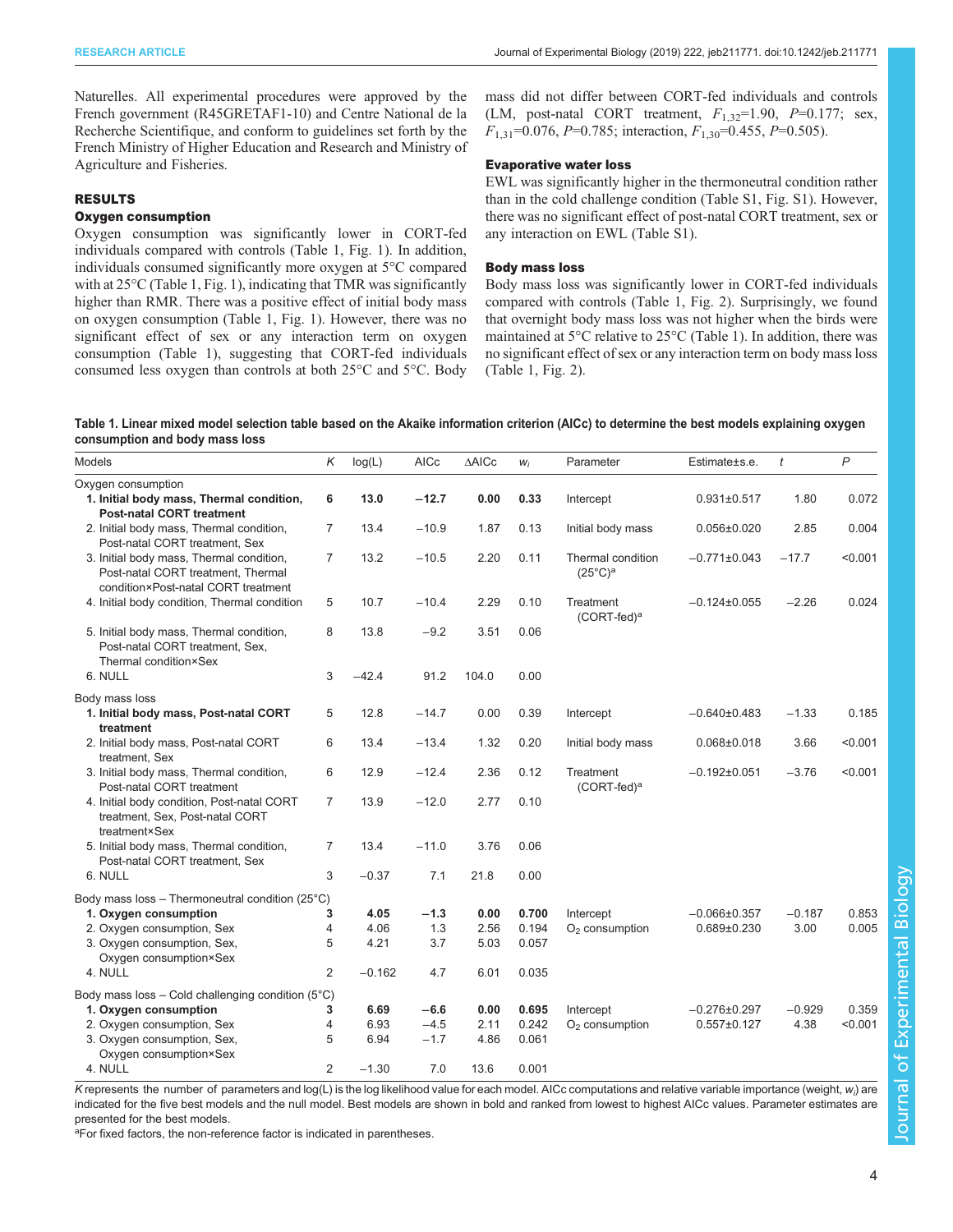Naturelles. All experimental procedures were approved by the French government (R45GRETAF1-10) and Centre National de la Recherche Scientifique, and conform to guidelines set forth by the French Ministry of Higher Education and Research and Ministry of Agriculture and Fisheries.

## RESULTS

### Oxygen consumption

Oxygen consumption was significantly lower in CORT-fed individuals compared with controls (Table 1, Fig. 1). In addition, individuals consumed significantly more oxygen at 5°C compared with at 25°C (Table 1, Fig. 1), indicating that TMR was significantly higher than RMR. There was a positive effect of initial body mass on oxygen consumption (Table 1, Fig. 1). However, there was no significant effect of sex or any interaction term on oxygen consumption (Table 1), suggesting that CORT-fed individuals consumed less oxygen than controls at both 25°C and 5°C. Body mass did not differ between CORT-fed individuals and controls (LM, post-natal CORT treatment, $F_{1,32}$=1.90, $P$=0.177; sex, $F_{1,31}$=0.076, $P$=0.785; interaction, $F_{1,30}$=0.455, $P$=0.505).

### Evaporative water loss

EWL was significantly higher in the thermoneutral condition rather than in the cold challenge condition (Table S1, Fig. S1). However, there was no significant effect of post-natal CORT treatment, sex or any interaction on EWL (Table S1).

### Body mass loss

Body mass loss was significantly lower in CORT-fed individuals compared with controls (Table 1, Fig. 2). Surprisingly, we found that overnight body mass loss was not higher when the birds were maintained at 5°C relative to 25°C (Table 1). In addition, there was no significant effect of sex or any interaction term on body mass loss (Table 1, Fig. 2).

**Table 1. Linear mixed model selection table based on the Akaike information criterion (AICc) to determine the best models explaining oxygen consumption and body mass loss**

| Models | $K$ | log(L) | AICc | ΔAICc | $w_i$ | Parameter | Estimate±s.e. | $t$ | $P$ |
|---|---|---|---|---|---|---|---|---|---|
| Oxygen consumption | | | | | | | | | |
| **1. Initial body mass, Thermal condition, Post-natal CORT treatment** | **6** | **13.0** | **−12.7** | **0.00** | **0.33** | Intercept | 0.931±0.517 | 1.80 | 0.072 |
| 2. Initial body mass, Thermal condition, Post-natal CORT treatment, Sex | 7 | 13.4 | −10.9 | 1.87 | 0.13 | Initial body mass | 0.056±0.020 | 2.85 | 0.004 |
| 3. Initial body mass, Thermal condition, Post-natal CORT treatment, Thermal condition×Post-natal CORT treatment | 7 | 13.2 | −10.5 | 2.20 | 0.11 | Thermal condition (25°C)[a] | −0.771±0.043 | −17.7 | <0.001 |
| 4. Initial body condition, Thermal condition | 5 | 10.7 | −10.4 | 2.29 | 0.10 | Treatment (CORT-fed)[a] | −0.124±0.055 | −2.26 | 0.024 |
| 5. Initial body mass, Thermal condition, Post-natal CORT treatment, Sex, Thermal condition×Sex | 8 | 13.8 | −9.2 | 3.51 | 0.06 | | | | |
| 6. NULL | 3 | −42.4 | 91.2 | 104.0 | 0.00 | | | | |
| Body mass loss | | | | | | | | | |
| **1. Initial body mass, Post-natal CORT treatment** | 5 | 12.8 | −14.7 | 0.00 | 0.39 | Intercept | −0.640±0.483 | −1.33 | 0.185 |
| 2. Initial body mass, Post-natal CORT treatment, Sex | 6 | 13.4 | −13.4 | 1.32 | 0.20 | Initial body mass | 0.068±0.018 | 3.66 | <0.001 |
| 3. Initial body mass, Thermal condition, Post-natal CORT treatment | 6 | 12.9 | −12.4 | 2.36 | 0.12 | Treatment (CORT-fed)[a] | −0.192±0.051 | −3.76 | <0.001 |
| 4. Initial body condition, Post-natal CORT treatment, Sex, Post-natal CORT treatment×Sex | 7 | 13.9 | −12.0 | 2.77 | 0.10 | | | | |
| 5. Initial body mass, Thermal condition, Post-natal CORT treatment, Sex | 7 | 13.4 | −11.0 | 3.76 | 0.06 | | | | |
| 6. NULL | 3 | −0.37 | 7.1 | 21.8 | 0.00 | | | | |
| Body mass loss – Thermoneutral condition (25°C) | | | | | | | | | |
| **1. Oxygen consumption** | **3** | **4.05** | **−1.3** | **0.00** | **0.700** | Intercept | −0.066±0.357 | −0.187 | 0.853 |
| 2. Oxygen consumption, Sex | 4 | 4.06 | 1.3 | 2.56 | 0.194 | $O_2$ consumption | 0.689±0.230 | 3.00 | 0.005 |
| 3. Oxygen consumption, Sex, Oxygen consumption×Sex | 5 | 4.21 | 3.7 | 5.03 | 0.057 | | | | |
| 4. NULL | 2 | −0.162 | 4.7 | 6.01 | 0.035 | | | | |
| Body mass loss – Cold challenging condition (5°C) | | | | | | | | | |
| **1. Oxygen consumption** | **3** | **6.69** | **−6.6** | **0.00** | **0.695** | Intercept | −0.276±0.297 | −0.929 | 0.359 |
| 2. Oxygen consumption, Sex | 4 | 6.93 | −4.5 | 2.11 | 0.242 | $O_2$ consumption | 0.557±0.127 | 4.38 | <0.001 |
| 3. Oxygen consumption, Sex, Oxygen consumption×Sex | 5 | 6.94 | −1.7 | 4.86 | 0.061 | | | | |
| 4. NULL | 2 | −1.30 | 7.0 | 13.6 | 0.001 | | | | |

$K$ represents the number of parameters and log(L) is the log likelihood value for each model. AICc computations and relative variable importance (weight, $w_i$) are indicated for the five best models and the null model. Best models are shown in bold and ranked from lowest to highest AICc values. Parameter estimates are presented for the best models.

[a]For fixed factors, the non-reference factor is indicated in parentheses.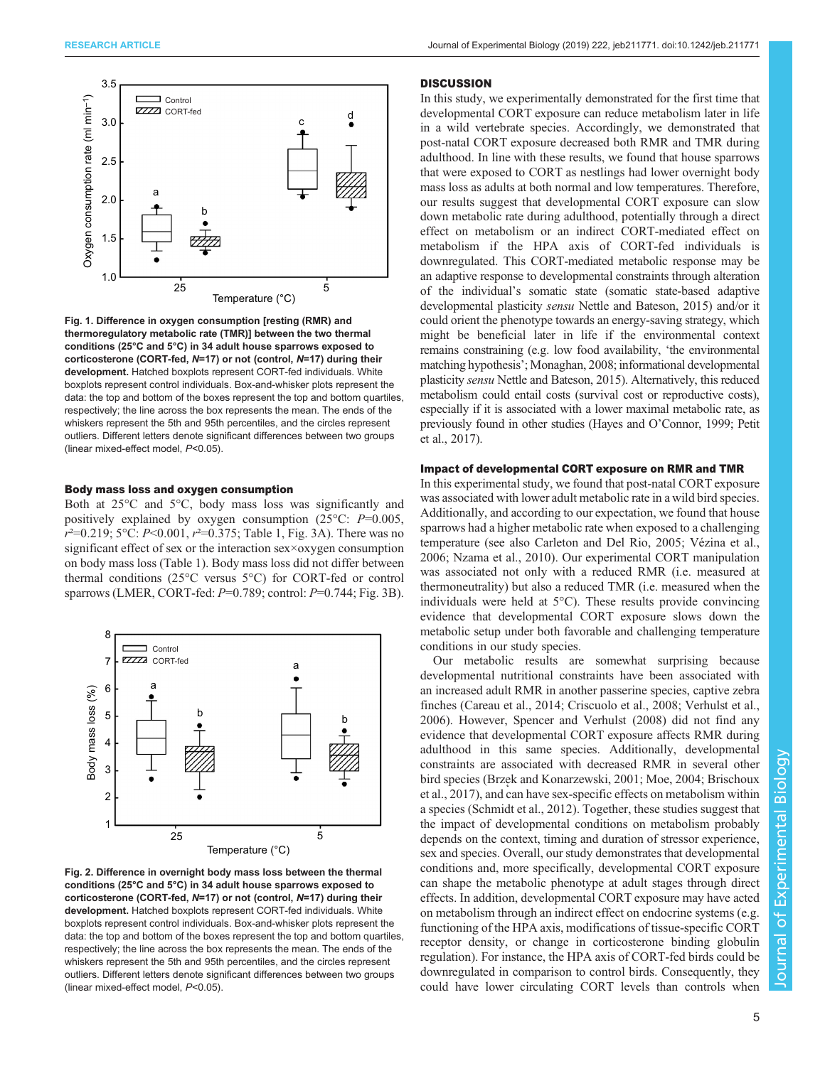Fig. 1. **Difference in oxygen consumption [resting (RMR) and thermoregulatory metabolic rate (TMR)] between the two thermal conditions (25°C and 5°C) in 34 adult house sparrows exposed to corticosterone (CORT-fed, *N*=17) or not (control, *N*=17) during their development.** Hatched boxplots represent CORT-fed individuals. White boxplots represent control individuals. Box-and-whisker plots represent the data: the top and bottom of the boxes represent the top and bottom quartiles, respectively; the line across the box represents the mean. The ends of the whiskers represent the 5th and 95th percentiles, and the circles represent outliers. Different letters denote significant differences between two groups (linear mixed-effect model, $P<0.05$).

### Body mass loss and oxygen consumption

Both at 25°C and 5°C, body mass loss was significantly and positively explained by oxygen consumption (25°C: $P=0.005$, $r^2=0.219$; 5°C: $P<0.001$, $r^2=0.375$; Table 1, Fig. 3A). There was no significant effect of sex or the interaction sex×oxygen consumption on body mass loss (Table 1). Body mass loss did not differ between thermal conditions (25°C versus 5°C) for CORT-fed or control sparrows (LMER, CORT-fed: $P=0.789$; control: $P=0.744$; Fig. 3B).

Fig. 2. **Difference in overnight body mass loss between the thermal conditions (25°C and 5°C) in 34 adult house sparrows exposed to corticosterone (CORT-fed, *N*=17) or not (control, *N*=17) during their development.** Hatched boxplots represent CORT-fed individuals. White boxplots represent control individuals. Box-and-whisker plots represent the data: the top and bottom of the boxes represent the top and bottom quartiles, respectively; the line across the box represents the mean. The ends of the whiskers represent the 5th and 95th percentiles, and the circles represent outliers. Different letters denote significant differences between two groups (linear mixed-effect model, $P<0.05$).

## DISCUSSION

In this study, we experimentally demonstrated for the first time that developmental CORT exposure can reduce metabolism later in life in a wild vertebrate species. Accordingly, we demonstrated that post-natal CORT exposure decreased both RMR and TMR during adulthood. In line with these results, we found that house sparrows that were exposed to CORT as nestlings had lower overnight body mass loss as adults at both normal and low temperatures. Therefore, our results suggest that developmental CORT exposure can slow down metabolic rate during adulthood, potentially through a direct effect on metabolism or an indirect CORT-mediated effect on metabolism if the HPA axis of CORT-fed individuals is downregulated. This CORT-mediated metabolic response may be an adaptive response to developmental constraints through alteration of the individual's somatic state (somatic state-based adaptive developmental plasticity *sensu* Nettle and Bateson, 2015) and/or it could orient the phenotype towards an energy-saving strategy, which might be beneficial later in life if the environmental context remains constraining (e.g. low food availability, 'the environmental matching hypothesis'; Monaghan, 2008; informational developmental plasticity *sensu* Nettle and Bateson, 2015). Alternatively, this reduced metabolism could entail costs (survival cost or reproductive costs), especially if it is associated with a lower maximal metabolic rate, as previously found in other studies (Hayes and O'Connor, 1999; Petit et al., 2017).

### Impact of developmental CORT exposure on RMR and TMR

In this experimental study, we found that post-natal CORT exposure was associated with lower adult metabolic rate in a wild bird species. Additionally, and according to our expectation, we found that house sparrows had a higher metabolic rate when exposed to a challenging temperature (see also Carleton and Del Rio, 2005; Vézina et al., 2006; Nzama et al., 2010). Our experimental CORT manipulation was associated not only with a reduced RMR (i.e. measured at thermoneutrality) but also a reduced TMR (i.e. measured when the individuals were held at 5°C). These results provide convincing evidence that developmental CORT exposure slows down the metabolic setup under both favorable and challenging temperature conditions in our study species.

Our metabolic results are somewhat surprising because developmental nutritional constraints have been associated with an increased adult RMR in another passerine species, captive zebra finches (Careau et al., 2014; Criscuolo et al., 2008; Verhulst et al., 2006). However, Spencer and Verhulst (2008) did not find any evidence that developmental CORT exposure affects RMR during adulthood in this same species. Additionally, developmental constraints are associated with decreased RMR in several other bird species (Brzęk and Konarzewski, 2001; Moe, 2004; Brischoux et al., 2017), and can have sex-specific effects on metabolism within a species (Schmidt et al., 2012). Together, these studies suggest that the impact of developmental conditions on metabolism probably depends on the context, timing and duration of stressor experience, sex and species. Overall, our study demonstrates that developmental conditions and, more specifically, developmental CORT exposure can shape the metabolic phenotype at adult stages through direct effects. In addition, developmental CORT exposure may have acted on metabolism through an indirect effect on endocrine systems (e.g. functioning of the HPA axis, modifications of tissue-specific CORT receptor density, or change in corticosterone binding globulin regulation). For instance, the HPA axis of CORT-fed birds could be downregulated in comparison to control birds. Consequently, they could have lower circulating CORT levels than controls when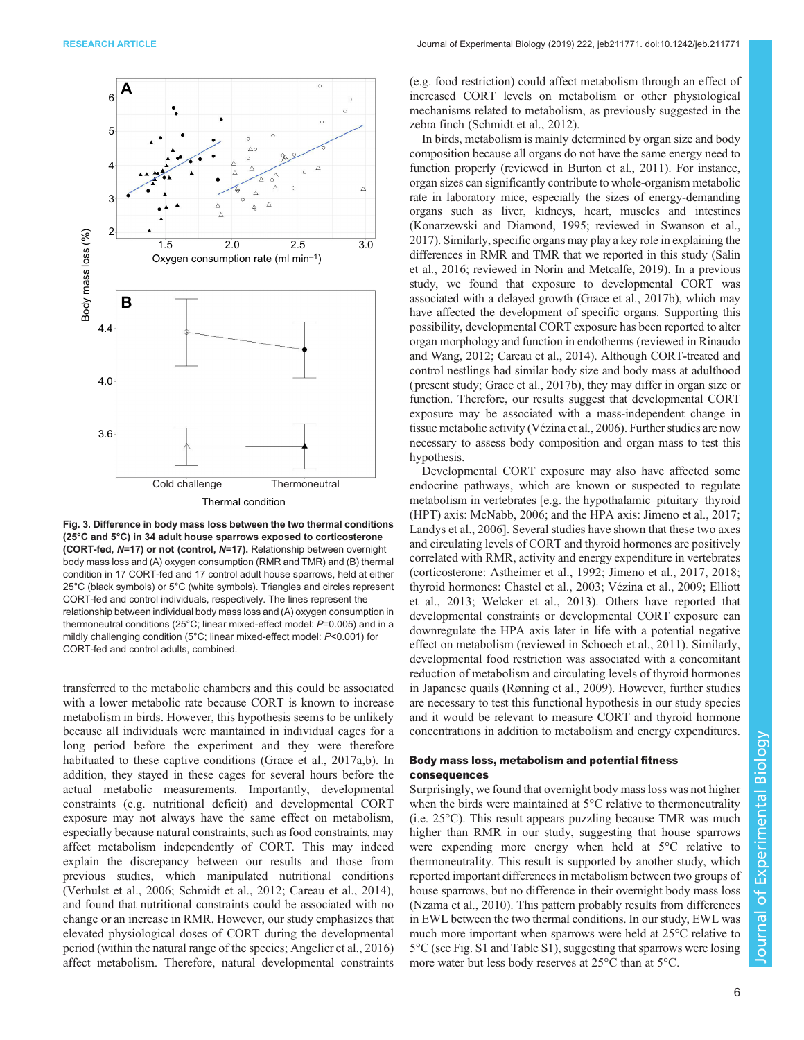Fig. 3. Difference in body mass loss between the two thermal conditions (25°C and 5°C) in 34 adult house sparrows exposed to corticosterone (CORT-fed, *N*=17) or not (control, *N*=17). Relationship between overnight body mass loss and (A) oxygen consumption (RMR and TMR) and (B) thermal condition in 17 CORT-fed and 17 control adult house sparrows, held at either 25°C (black symbols) or 5°C (white symbols). Triangles and circles represent CORT-fed and control individuals, respectively. The lines represent the relationship between individual body mass loss and (A) oxygen consumption in thermoneutral conditions (25°C; linear mixed-effect model: *P*=0.005) and in a mildly challenging condition (5°C; linear mixed-effect model: *P*<0.001) for CORT-fed and control adults, combined.

transferred to the metabolic chambers and this could be associated with a lower metabolic rate because CORT is known to increase metabolism in birds. However, this hypothesis seems to be unlikely because all individuals were maintained in individual cages for a long period before the experiment and they were therefore habituated to these captive conditions (Grace et al., 2017a,b). In addition, they stayed in these cages for several hours before the actual metabolic measurements. Importantly, developmental constraints (e.g. nutritional deficit) and developmental CORT exposure may not always have the same effect on metabolism, especially because natural constraints, such as food constraints, may affect metabolism independently of CORT. This may indeed explain the discrepancy between our results and those from previous studies, which manipulated nutritional conditions (Verhulst et al., 2006; Schmidt et al., 2012; Careau et al., 2014), and found that nutritional constraints could be associated with no change or an increase in RMR. However, our study emphasizes that elevated physiological doses of CORT during the developmental period (within the natural range of the species; Angelier et al., 2016) affect metabolism. Therefore, natural developmental constraints (e.g. food restriction) could affect metabolism through an effect of increased CORT levels on metabolism or other physiological mechanisms related to metabolism, as previously suggested in the zebra finch (Schmidt et al., 2012).

In birds, metabolism is mainly determined by organ size and body composition because all organs do not have the same energy need to function properly (reviewed in Burton et al., 2011). For instance, organ sizes can significantly contribute to whole-organism metabolic rate in laboratory mice, especially the sizes of energy-demanding organs such as liver, kidneys, heart, muscles and intestines (Konarzewski and Diamond, 1995; reviewed in Swanson et al., 2017). Similarly, specific organs may play a key role in explaining the differences in RMR and TMR that we reported in this study (Salin et al., 2016; reviewed in Norin and Metcalfe, 2019). In a previous study, we found that exposure to developmental CORT was associated with a delayed growth (Grace et al., 2017b), which may have affected the development of specific organs. Supporting this possibility, developmental CORT exposure has been reported to alter organ morphology and function in endotherms (reviewed in Rinaudo and Wang, 2012; Careau et al., 2014). Although CORT-treated and control nestlings had similar body size and body mass at adulthood (present study; Grace et al., 2017b), they may differ in organ size or function. Therefore, our results suggest that developmental CORT exposure may be associated with a mass-independent change in tissue metabolic activity (Vézina et al., 2006). Further studies are now necessary to assess body composition and organ mass to test this hypothesis.

Developmental CORT exposure may also have affected some endocrine pathways, which are known or suspected to regulate metabolism in vertebrates [e.g. the hypothalamic–pituitary–thyroid (HPT) axis: McNabb, 2006; and the HPA axis: Jimeno et al., 2017; Landys et al., 2006]. Several studies have shown that these two axes and circulating levels of CORT and thyroid hormones are positively correlated with RMR, activity and energy expenditure in vertebrates (corticosterone: Astheimer et al., 1992; Jimeno et al., 2017, 2018; thyroid hormones: Chastel et al., 2003; Vézina et al., 2009; Elliott et al., 2013; Welcker et al., 2013). Others have reported that developmental constraints or developmental CORT exposure can downregulate the HPA axis later in life with a potential negative effect on metabolism (reviewed in Schoech et al., 2011). Similarly, developmental food restriction was associated with a concomitant reduction of metabolism and circulating levels of thyroid hormones in Japanese quails (Rønning et al., 2009). However, further studies are necessary to test this functional hypothesis in our study species and it would be relevant to measure CORT and thyroid hormone concentrations in addition to metabolism and energy expenditures.

## Body mass loss, metabolism and potential fitness consequences

Surprisingly, we found that overnight body mass loss was not higher when the birds were maintained at 5°C relative to thermoneutrality (i.e. 25°C). This result appears puzzling because TMR was much higher than RMR in our study, suggesting that house sparrows were expending more energy when held at 5°C relative to thermoneutrality. This result is supported by another study, which reported important differences in metabolism between two groups of house sparrows, but no difference in their overnight body mass loss (Nzama et al., 2010). This pattern probably results from differences in EWL between the two thermal conditions. In our study, EWL was much more important when sparrows were held at 25°C relative to 5°C (see Fig. S1 and Table S1), suggesting that sparrows were losing more water but less body reserves at 25°C than at 5°C.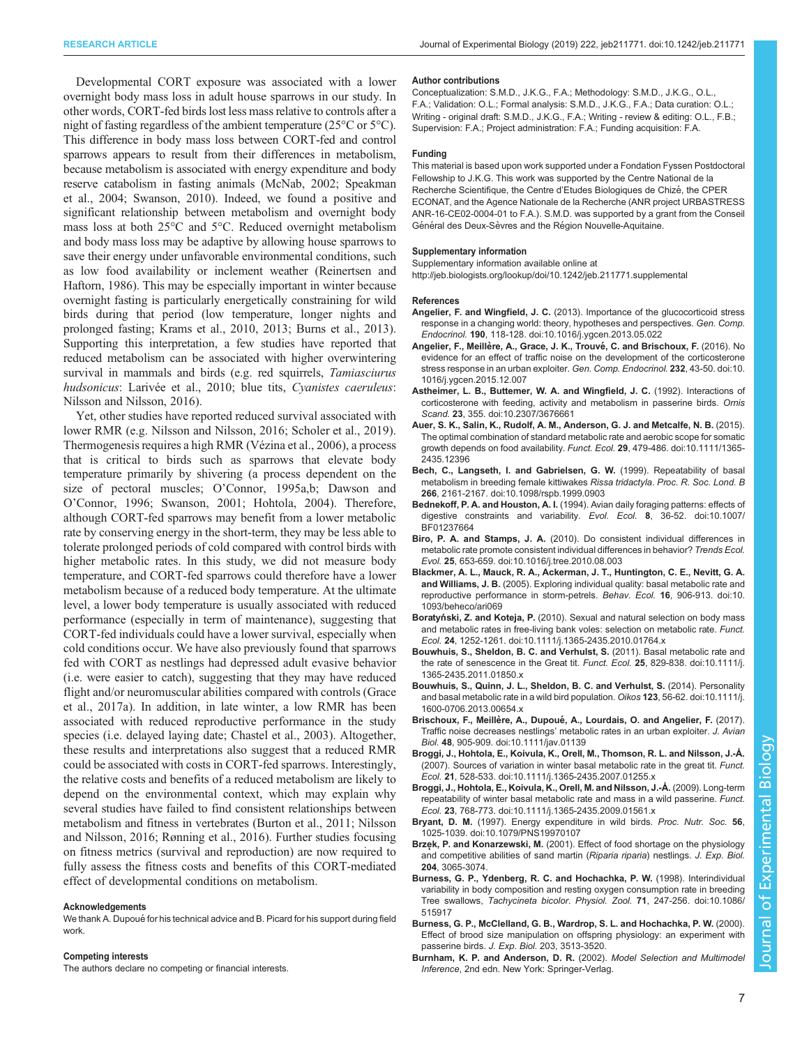Developmental CORT exposure was associated with a lower overnight body mass loss in adult house sparrows in our study. In other words, CORT-fed birds lost less mass relative to controls after a night of fasting regardless of the ambient temperature (25°C or 5°C). This difference in body mass loss between CORT-fed and control sparrows appears to result from their differences in metabolism, because metabolism is associated with energy expenditure and body reserve catabolism in fasting animals (McNab, 2002; Speakman et al., 2004; Swanson, 2010). Indeed, we found a positive and significant relationship between metabolism and overnight body mass loss at both 25°C and 5°C. Reduced overnight metabolism and body mass loss may be adaptive by allowing house sparrows to save their energy under unfavorable environmental conditions, such as low food availability or inclement weather (Reinertsen and Haftorn, 1986). This may be especially important in winter because overnight fasting is particularly energetically constraining for wild birds during that period (low temperature, longer nights and prolonged fasting; Krams et al., 2010, 2013; Burns et al., 2013). Supporting this interpretation, a few studies have reported that reduced metabolism can be associated with higher overwintering survival in mammals and birds (e.g. red squirrels, *Tamiasciurus hudsonicus*: Larivée et al., 2010; blue tits, *Cyanistes caeruleus*: Nilsson and Nilsson, 2016).

Yet, other studies have reported reduced survival associated with lower RMR (e.g. Nilsson and Nilsson, 2016; Scholer et al., 2019). Thermogenesis requires a high RMR (Vézina et al., 2006), a process that is critical to birds such as sparrows that elevate body temperature primarily by shivering (a process dependent on the size of pectoral muscles; O'Connor, 1995a,b; Dawson and O'Connor, 1996; Swanson, 2001; Hohtola, 2004). Therefore, although CORT-fed sparrows may benefit from a lower metabolic rate by conserving energy in the short-term, they may be less able to tolerate prolonged periods of cold compared with control birds with higher metabolic rates. In this study, we did not measure body temperature, and CORT-fed sparrows could therefore have a lower metabolism because of a reduced body temperature. At the ultimate level, a lower body temperature is usually associated with reduced performance (especially in term of maintenance), suggesting that CORT-fed individuals could have a lower survival, especially when cold conditions occur. We have also previously found that sparrows fed with CORT as nestlings had depressed adult evasive behavior (i.e. were easier to catch), suggesting that they may have reduced flight and/or neuromuscular abilities compared with controls (Grace et al., 2017a). In addition, in late winter, a low RMR has been associated with reduced reproductive performance in the study species (i.e. delayed laying date; Chastel et al., 2003). Altogether, these results and interpretations also suggest that a reduced RMR could be associated with costs in CORT-fed sparrows. Interestingly, the relative costs and benefits of a reduced metabolism are likely to depend on the environmental context, which may explain why several studies have failed to find consistent relationships between metabolism and fitness in vertebrates (Burton et al., 2011; Nilsson and Nilsson, 2016; Rønning et al., 2016). Further studies focusing on fitness metrics (survival and reproduction) are now required to fully assess the fitness costs and benefits of this CORT-mediated effect of developmental conditions on metabolism.

#### Acknowledgements

We thank A. Dupoué for his technical advice and B. Picard for his support during field work.

#### Competing interests

The authors declare no competing or financial interests.

#### Author contributions

Conceptualization: S.M.D., J.K.G., F.A.; Methodology: S.M.D., J.K.G., O.L., F.A.; Validation: O.L.; Formal analysis: S.M.D., J.K.G., F.A.; Data curation: O.L.; Writing - original draft: S.M.D., J.K.G., F.A.; Writing - review & editing: O.L., F.B.; Supervision: F.A.; Project administration: F.A.; Funding acquisition: F.A.

#### Funding

This material is based upon work supported under a Fondation Fyssen Postdoctoral Fellowship to J.K.G. This work was supported by the Centre National de la Recherche Scientifique, the Centre d'Etudes Biologiques de Chizé, the CPER ECONAT, and the Agence Nationale de la Recherche (ANR project URBASTRESS ANR-16-CE02-0004-01 to F.A.). S.M.D. was supported by a grant from the Conseil Général des Deux-Sèvres and the Région Nouvelle-Aquitaine.

#### Supplementary information

Supplementary information available online at http://jeb.biologists.org/lookup/doi/10.1242/jeb.211771.supplemental

#### References

**Angelier, F. and Wingfield, J. C.** (2013). Importance of the glucocorticoid stress response in a changing world: theory, hypotheses and perspectives. *Gen. Comp. Endocrinol.* **190**, 118-128. doi:10.1016/j.ygcen.2013.05.022

**Angelier, F., Meillère, A., Grace, J. K., Trouvé, C. and Brischoux, F.** (2016). No evidence for an effect of traffic noise on the development of the corticosterone stress response in an urban exploiter. *Gen. Comp. Endocrinol.* **232**, 43-50. doi:10.1016/j.ygcen.2015.12.007

**Astheimer, L. B., Buttemer, W. A. and Wingfield, J. C.** (1992). Interactions of corticosterone with feeding, activity and metabolism in passerine birds. *Ornis Scand.* **23**, 355. doi:10.2307/3676661

**Auer, S. K., Salin, K., Rudolf, A. M., Anderson, G. J. and Metcalfe, N. B.** (2015). The optimal combination of standard metabolic rate and aerobic scope for somatic growth depends on food availability. *Funct. Ecol.* **29**, 479-486. doi:10.1111/1365-2435.12396

**Bech, C., Langseth, I. and Gabrielsen, G. W.** (1999). Repeatability of basal metabolism in breeding female kittiwakes *Rissa tridactyla*. *Proc. R. Soc. Lond. B* **266**, 2161-2167. doi:10.1098/rspb.1999.0903

**Bednekoff, P. A. and Houston, A. I.** (1994). Avian daily foraging patterns: effects of digestive constraints and variability. *Evol. Ecol.* **8**, 36-52. doi:10.1007/BF01237664

**Biro, P. A. and Stamps, J. A.** (2010). Do consistent individual differences in metabolic rate promote consistent individual differences in behavior? *Trends Ecol. Evol.* **25**, 653-659. doi:10.1016/j.tree.2010.08.003

**Blackmer, A. L., Mauck, R. A., Ackerman, J. T., Huntington, C. E., Nevitt, G. A. and Williams, J. B.** (2005). Exploring individual quality: basal metabolic rate and reproductive performance in storm-petrels. *Behav. Ecol.* **16**, 906-913. doi:10.1093/beheco/ari069

**Boratyński, Z. and Koteja, P.** (2010). Sexual and natural selection on body mass and metabolic rates in free-living bank voles: selection on metabolic rate. *Funct. Ecol.* **24**, 1252-1261. doi:10.1111/j.1365-2435.2010.01764.x

**Bouwhuis, S., Sheldon, B. C. and Verhulst, S.** (2011). Basal metabolic rate and the rate of senescence in the Great tit. *Funct. Ecol.* **25**, 829-838. doi:10.1111/j.1365-2435.2011.01850.x

**Bouwhuis, S., Quinn, J. L., Sheldon, B. C. and Verhulst, S.** (2014). Personality and basal metabolic rate in a wild bird population. *Oikos* **123**, 56-62. doi:10.1111/j.1600-0706.2013.00654.x

**Brischoux, F., Meillère, A., Dupoué, A., Lourdais, O. and Angelier, F.** (2017). Traffic noise decreases nestlings' metabolic rates in an urban exploiter. *J. Avian Biol.* **48**, 905-909. doi:10.1111/jav.01139

**Broggi, J., Hohtola, E., Koivula, K., Orell, M., Thomson, R. L. and Nilsson, J.-Å.** (2007). Sources of variation in winter basal metabolic rate in the great tit. *Funct. Ecol.* **21**, 528-533. doi:10.1111/j.1365-2435.2007.01255.x

**Broggi, J., Hohtola, E., Koivula, K., Orell, M. and Nilsson, J.-Å.** (2009). Long-term repeatability of winter basal metabolic rate and mass in a wild passerine. *Funct. Ecol.* **23**, 768-773. doi:10.1111/j.1365-2435.2009.01561.x

**Bryant, D. M.** (1997). Energy expenditure in wild birds. *Proc. Nutr. Soc.* **56**, 1025-1039. doi:10.1079/PNS19970107

**Brzęk, P. and Konarzewski, M.** (2001). Effect of food shortage on the physiology and competitive abilities of sand martin (*Riparia riparia*) nestlings. *J. Exp. Biol.* **204**, 3065-3074.

**Burness, G. P., Ydenberg, R. C. and Hochachka, P. W.** (1998). Interindividual variability in body composition and resting oxygen consumption rate in breeding Tree swallows, *Tachycineta bicolor*. *Physiol. Zool.* **71**, 247-256. doi:10.1086/515917

**Burness, G. P., McClelland, G. B., Wardrop, S. L. and Hochachka, P. W.** (2000). Effect of brood size manipulation on offspring physiology: an experiment with passerine birds. *J. Exp. Biol.* 203, 3513-3520.

**Burnham, K. P. and Anderson, D. R.** (2002). *Model Selection and Multimodel Inference*, 2nd edn. New York: Springer-Verlag.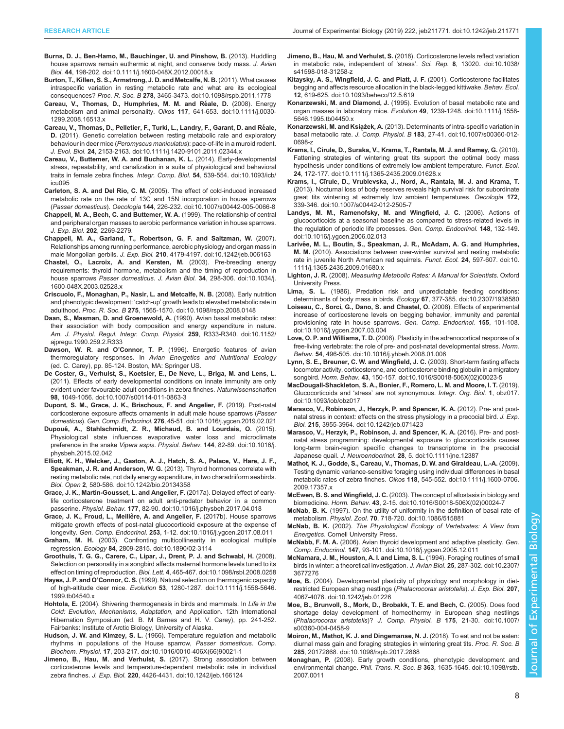**Burns, D. J., Ben-Hamo, M., Bauchinger, U. and Pinshow, B.** (2013). Huddling house sparrows remain euthermic at night, and conserve body mass. *J. Avian Biol.* **44**, 198-202. doi:10.1111/j.1600-048X.2012.00018.x

**Burton, T., Killen, S. S., Armstrong, J. D. and Metcalfe, N. B.** (2011). What causes intraspecific variation in resting metabolic rate and what are its ecological consequences? *Proc. R. Soc. B* **278**, 3465-3473. doi:10.1098/rspb.2011.1778

**Careau, V., Thomas, D., Humphries, M. M. and Réale, D.** (2008). Energy metabolism and animal personality. *Oikos* **117**, 641-653. doi:10.1111/j.0030-1299.2008.16513.x

**Careau, V., Thomas, D., Pelletier, F., Turki, L., Landry, F., Garant, D. and Réale, D.** (2011). Genetic correlation between resting metabolic rate and exploratory behaviour in deer mice (*Peromyscus maniculatus*): pace-of-life in a muroid rodent. *J. Evol. Biol.* **24**, 2153-2163. doi:10.1111/j.1420-9101.2011.02344.x

**Careau, V., Buttemer, W. A. and Buchanan, K. L.** (2014). Early-developmental stress, repeatability, and canalization in a suite of physiological and behavioral traits in female zebra finches. *Integr. Comp. Biol.* **54**, 539-554. doi:10.1093/icb/icu095

**Carleton, S. A. and Del Rio, C. M.** (2005). The effect of cold-induced increased metabolic rate on the rate of 13C and 15N incorporation in house sparrows (*Passer domesticus*). *Oecologia* **144**, 226-232. doi:10.1007/s00442-005-0066-8

**Chappell, M. A., Bech, C. and Buttemer, W. A.** (1999). The relationship of central and peripheral organ masses to aerobic performance variation in house sparrows. *J. Exp. Biol.* **202**, 2269-2279.

**Chappell, M. A., Garland, T., Robertson, G. F. and Saltzman, W.** (2007). Relationships among running performance, aerobic physiology and organ mass in male Mongolian gerbils. *J. Exp. Biol.* **210**, 4179-4197. doi:10.1242/jeb.006163

**Chastel, O., Lacroix, A. and Kersten, M.** (2003). Pre-breeding energy requirements: thyroid hormone, metabolism and the timing of reproduction in house sparrows *Passer domesticus*. *J. Avian Biol.* **34**, 298-306. doi:10.1034/j.1600-048X.2003.02528.x

**Criscuolo, F., Monaghan, P., Nasir, L. and Metcalfe, N. B.** (2008). Early nutrition and phenotypic development: 'catch-up' growth leads to elevated metabolic rate in adulthood. *Proc. R. Soc. B* **275**, 1565-1570. doi:10.1098/rspb.2008.0148

**Daan, S., Masman, D. and Groenewold, A.** (1990). Avian basal metabolic rates: their association with body composition and energy expenditure in nature. *Am. J. Physiol. Regul. Integr. Comp. Physiol.* **259**, R333-R340. doi:10.1152/ajpregu.1990.259.2.R333

**Dawson, W. R. and O'Connor, T. P.** (1996). Energetic features of avian thermoregulatory responses. In *Avian Energetics and Nutritional Ecology* (ed. C. Carey), pp. 85-124. Boston, MA: Springer US.

**De Coster, G., Verhulst, S., Koetsier, E., De Neve, L., Briga, M. and Lens, L.** (2011). Effects of early developmental conditions on innate immunity are only evident under favourable adult conditions in zebra finches. *Naturwissenschaften* **98**, 1049-1056. doi:10.1007/s00114-011-0863-3

**Dupont, S. M., Grace, J. K., Brischoux, F. and Angelier, F.** (2019). Post-natal corticosterone exposure affects ornaments in adult male house sparrows (*Passer domesticus*). *Gen. Comp. Endocrinol.* **276**, 45-51. doi:10.1016/j.ygcen.2019.02.021

**Dupoué, A., Stahlschmidt, Z. R., Michaud, B. and Lourdais, O.** (2015). Physiological state influences evaporative water loss and microclimate preference in the snake *Vipera aspis*. *Physiol. Behav.* **144**, 82-89. doi:10.1016/j.physbeh.2015.02.042

**Elliott, K. H., Welcker, J., Gaston, A. J., Hatch, S. A., Palace, V., Hare, J. F., Speakman, J. R. and Anderson, W. G.** (2013). Thyroid hormones correlate with resting metabolic rate, not daily energy expenditure, in two charadriiform seabirds. *Biol. Open* **2**, 580-586. doi:10.1242/bio.20134358

**Grace, J. K., Martin-Gousset, L. and Angelier, F.** (2017a). Delayed effect of early-life corticosterone treatment on adult anti-predator behavior in a common passerine. *Physiol. Behav.* **177**, 82-90. doi:10.1016/j.physbeh.2017.04.018

**Grace, J. K., Froud, L., Meillère, A. and Angelier, F.** (2017b). House sparrows mitigate growth effects of post-natal glucocorticoid exposure at the expense of longevity. *Gen. Comp. Endocrinol.* **253**, 1-12. doi:10.1016/j.ygcen.2017.08.011

**Graham, M. H.** (2003). Confronting multicollinearity in ecological multiple regression. *Ecology* **84**, 2809-2815. doi:10.1890/02-3114

**Groothuis, T. G. G., Carere, C., Lipar, J., Drent, P. J. and Schwabl, H.** (2008). Selection on personality in a songbird affects maternal hormone levels tuned to its effect on timing of reproduction. *Biol. Lett.* **4**, 465-467. doi:10.1098/rsbl.2008.0258

**Hayes, J. P. and O'Connor, C. S.** (1999). Natural selection on thermogenic capacity of high-altitude deer mice. *Evolution* **53**, 1280-1287. doi:10.1111/j.1558-5646.1999.tb04540.x

**Hohtola, E.** (2004). Shivering thermogenesis in birds and mammals. In *Life in the Cold: Evolution, Mechanisms, Adaptation*, and Application. 12th International Hibernation Symposium (ed. B. M Barnes and H. V. Carey), pp. 241-252. Fairbanks: Institute of Arctic Biology, University of Alaska.

**Hudson, J. W. and Kimzey, S. L.** (1966). Temperature regulation and metabolic rhythms in populations of the House sparrow, *Passer domesticus*. *Comp. Biochem. Physiol.* **17**, 203-217. doi:10.1016/0010-406X(66)90021-1

**Jimeno, B., Hau, M. and Verhulst, S.** (2017). Strong association between corticosterone levels and temperature-dependent metabolic rate in individual zebra finches. *J. Exp. Biol.* **220**, 4426-4431. doi:10.1242/jeb.166124

**Jimeno, B., Hau, M. and Verhulst, S.** (2018). Corticosterone levels reflect variation in metabolic rate, independent of 'stress'. *Sci. Rep.* **8**, 13020. doi:10.1038/s41598-018-31258-z

**Kitaysky, A. S., Wingfield, J. C. and Piatt, J. F.** (2001). Corticosterone facilitates begging and affects resource allocation in the black-legged kittiwake. *Behav. Ecol.* **12**, 619-625. doi:10.1093/beheco/12.5.619

**Konarzewski, M. and Diamond, J.** (1995). Evolution of basal metabolic rate and organ masses in laboratory mice. *Evolution* **49**, 1239-1248. doi:10.1111/j.1558-5646.1995.tb04450.x

**Konarzewski, M. and Książek, A.** (2013). Determinants of intra-specific variation in basal metabolic rate. *J. Comp. Physiol. B* **183**, 27-41. doi:10.1007/s00360-012-0698-z

**Krams, I., Cirule, D., Suraka, V., Krama, T., Rantala, M. J. and Ramey, G.** (2010). Fattening strategies of wintering great tits support the optimal body mass hypothesis under conditions of extremely low ambient temperature. *Funct. Ecol.* **24**, 172-177. doi:10.1111/j.1365-2435.2009.01628.x

**Krams, I., Cīrule, D., Vrublevska, J., Nord, A., Rantala, M. J. and Krama, T.** (2013). Nocturnal loss of body reserves reveals high survival risk for subordinate great tits wintering at extremely low ambient temperatures. *Oecologia* **172**, 339-346. doi:10.1007/s00442-012-2505-7

**Landys, M. M., Ramenofsky, M. and Wingfield, J. C.** (2006). Actions of glucocorticoids at a seasonal baseline as compared to stress-related levels in the regulation of periodic life processes. *Gen. Comp. Endocrinol.* **148**, 132-149. doi:10.1016/j.ygcen.2006.02.013

**Larivée, M. L., Boutin, S., Speakman, J. R., McAdam, A. G. and Humphries, M. M.** (2010). Associations between over-winter survival and resting metabolic rate in juvenile North American red squirrels. *Funct. Ecol.* **24**, 597-607. doi:10.1111/j.1365-2435.2009.01680.x

**Lighton, J. R.** (2008). *Measuring Metabolic Rates: A Manual for Scientists*. Oxford University Press.

**Lima, S. L.** (1986). Predation risk and unpredictable feeding conditions: determinants of body mass in birds. *Ecology* **67**, 377-385. doi:10.2307/1938580

**Loiseau, C., Sorci, G., Dano, S. and Chastel, O.** (2008). Effects of experimental increase of corticosterone levels on begging behavior, immunity and parental provisioning rate in house sparrows. *Gen. Comp. Endocrinol.* **155**, 101-108. doi:10.1016/j.ygcen.2007.03.004

**Love, O. P. and Williams, T. D.** (2008). Plasticity in the adrenocortical response of a free-living vertebrate: the role of pre- and post-natal developmental stress. *Horm. Behav.* **54**, 496-505. doi:10.1016/j.yhbeh.2008.01.006

**Lynn, S. E., Breuner, C. W. and Wingfield, J. C.** (2003). Short-term fasting affects locomotor activity, corticosterone, and corticosterone binding globulin in a migratory songbird. *Horm. Behav.* **43**, 150-157. doi:10.1016/S0018-506X(02)00023-5

**MacDougall-Shackleton, S. A., Bonier, F., Romero, L. M. and Moore, I. T.** (2019). Glucocorticoids and 'stress' are not synonymous. *Integr. Org. Biol.* **1**, obz017. doi:10.1093/iob/obz017

**Marasco, V., Robinson, J., Herzyk, P. and Spencer, K. A.** (2012). Pre- and post-natal stress in context: effects on the stress physiology in a precocial bird. *J. Exp. Biol.* **215**, 3955-3964. doi:10.1242/jeb.071423

**Marasco, V., Herzyk, P., Robinson, J. and Spencer, K. A.** (2016). Pre- and post-natal stress programming: developmental exposure to glucocorticoids causes long-term brain-region specific changes to transcriptome in the precocial Japanese quail. *J. Neuroendocrinol.* **28**, 5. doi:10.1111/jne.12387

**Mathot, K. J., Godde, S., Careau, V., Thomas, D. W. and Giraldeau, L.-A.** (2009). Testing dynamic variance-sensitive foraging using individual differences in basal metabolic rates of zebra finches. *Oikos* **118**, 545-552. doi:10.1111/j.1600-0706.2009.17357.x

**McEwen, B. S. and Wingfield, J. C.** (2003). The concept of allostasis in biology and biomedicine. *Horm. Behav.* **43**, 2-15. doi:10.1016/S0018-506X(02)00024-7

**McNab, B. K.** (1997). On the utility of uniformity in the definition of basal rate of metabolism. *Physiol. Zool.* **70**, 718-720. doi:10.1086/515881

**McNab, B. K.** (2002). *The Physiological Ecology of Vertebrates: A View from Energetics*. Cornell University Press.

**McNabb, F. M. A.** (2006). Avian thyroid development and adaptive plasticity. *Gen. Comp. Endocrinol.* **147**, 93-101. doi:10.1016/j.ygcen.2005.12.011

**McNamara, J. M., Houston, A. I. and Lima, S. L.** (1994). Foraging routines of small birds in winter: a theoretical investigation. *J. Avian Biol.* **25**, 287-302. doi:10.2307/3677276

**Moe, B.** (2004). Developmental plasticity of physiology and morphology in diet-restricted European shag nestlings (*Phalacrocorax aristotelis*). *J. Exp. Biol.* **207**, 4067-4076. doi:10.1242/jeb.01226

**Moe, B., Brunvoll, S., Mork, D., Brobakk, T. E. and Bech, C.** (2005). Does food shortage delay development of homeothermy in European shag nestlings (*Phalacrocorax aristotelis*)? *J. Comp. Physiol. B* **175**, 21-30. doi:10.1007/s00360-004-0458-9

**Moiron, M., Mathot, K. J. and Dingemanse, N. J.** (2018). To eat and not be eaten: diurnal mass gain and foraging strategies in wintering great tits. *Proc. R. Soc. B* **285**, 20172868. doi:10.1098/rspb.2017.2868

**Monaghan, P.** (2008). Early growth conditions, phenotypic development and environmental change. *Phil. Trans. R. Soc. B* **363**, 1635-1645. doi:10.1098/rstb.2007.0011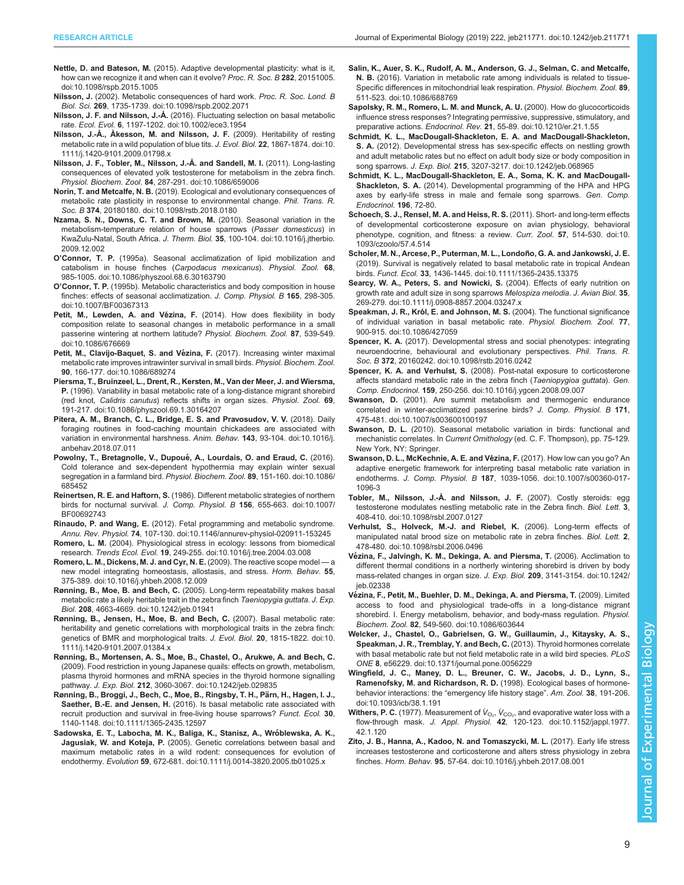**Nettle, D. and Bateson, M.** (2015). Adaptive developmental plasticity: what is it, how can we recognize it and when can it evolve? *Proc. R. Soc. B* **282**, 20151005. doi:10.1098/rspb.2015.1005

**Nilsson, J.** (2002). Metabolic consequences of hard work. *Proc. R. Soc. Lond. B Biol. Sci.* **269**, 1735-1739. doi:10.1098/rspb.2002.2071

**Nilsson, J. F. and Nilsson, J.-Å.** (2016). Fluctuating selection on basal metabolic rate. *Ecol. Evol.* **6**, 1197-1202. doi:10.1002/ece3.1954

**Nilsson, J.-Å., Åkesson, M. and Nilsson, J. F.** (2009). Heritability of resting metabolic rate in a wild population of blue tits. *J. Evol. Biol.* **22**, 1867-1874. doi:10.1111/j.1420-9101.2009.01798.x

**Nilsson, J. F., Tobler, M., Nilsson, J.-Å. and Sandell, M. I.** (2011). Long-lasting consequences of elevated yolk testosterone for metabolism in the zebra finch. *Physiol. Biochem. Zool.* **84**, 287-291. doi:10.1086/659006

**Norin, T. and Metcalfe, N. B.** (2019). Ecological and evolutionary consequences of metabolic rate plasticity in response to environmental change. *Phil. Trans. R. Soc. B* **374**, 20180180. doi:10.1098/rstb.2018.0180

**Nzama, S. N., Downs, C. T. and Brown, M.** (2010). Seasonal variation in the metabolism-temperature relation of house sparrows (*Passer domesticus*) in KwaZulu-Natal, South Africa. *J. Therm. Biol.* **35**, 100-104. doi:10.1016/j.jtherbio.2009.12.002

**O'Connor, T. P.** (1995a). Seasonal acclimatization of lipid mobilization and catabolism in house finches (*Carpodacus mexicanus*). *Physiol. Zool.* **68**, 985-1005. doi:10.1086/physzool.68.6.30163790

**O'Connor, T. P.** (1995b). Metabolic characteristics and body composition in house finches: effects of seasonal acclimatization. *J. Comp. Physiol. B* **165**, 298-305. doi:10.1007/BF00367313

**Petit, M., Lewden, A. and Vézina, F.** (2014). How does flexibility in body composition relate to seasonal changes in metabolic performance in a small passerine wintering at northern latitude? *Physiol. Biochem. Zool.* **87**, 539-549. doi:10.1086/676669

**Petit, M., Clavijo-Baquet, S. and Vézina, F.** (2017). Increasing winter maximal metabolic rate improves intrawinter survival in small birds. *Physiol. Biochem. Zool.* **90**, 166-177. doi:10.1086/689274

**Piersma, T., Bruinzeel, L., Drent, R., Kersten, M., Van der Meer, J. and Wiersma, P.** (1996). Variability in basal metabolic rate of a long-distance migrant shorebird (red knot, *Calidris canutus*) reflects shifts in organ sizes. *Physiol. Zool.* **69**, 191-217. doi:10.1086/physzool.69.1.30164207

**Pitera, A. M., Branch, C. L., Bridge, E. S. and Pravosudov, V. V.** (2018). Daily foraging routines in food-caching mountain chickadees are associated with variation in environmental harshness. *Anim. Behav.* **143**, 93-104. doi:10.1016/j.anbehav.2018.07.011

**Powolny, T., Bretagnolle, V., Dupoué, A., Lourdais, O. and Eraud, C.** (2016). Cold tolerance and sex-dependent hypothermia may explain winter sexual segregation in a farmland bird. *Physiol. Biochem. Zool.* **89**, 151-160. doi:10.1086/685452

**Reinertsen, R. E. and Haftorn, S.** (1986). Different metabolic strategies of northern birds for nocturnal survival. *J. Comp. Physiol. B* **156**, 655-663. doi:10.1007/BF00692743

**Rinaudo, P. and Wang, E.** (2012). Fetal programming and metabolic syndrome. *Annu. Rev. Physiol.* **74**, 107-130. doi:10.1146/annurev-physiol-020911-153245

**Romero, L. M.** (2004). Physiological stress in ecology: lessons from biomedical research. *Trends Ecol. Evol.* **19**, 249-255. doi:10.1016/j.tree.2004.03.008

**Romero, L. M., Dickens, M. J. and Cyr, N. E.** (2009). The reactive scope model — a new model integrating homeostasis, allostasis, and stress. *Horm. Behav.* **55**, 375-389. doi:10.1016/j.yhbeh.2008.12.009

**Rønning, B., Moe, B. and Bech, C.** (2005). Long-term repeatability makes basal metabolic rate a likely heritable trait in the zebra finch *Taeniopygia guttata*. *J. Exp. Biol.* **208**, 4663-4669. doi:10.1242/jeb.01941

**Rønning, B., Jensen, H., Moe, B. and Bech, C.** (2007). Basal metabolic rate: heritability and genetic correlations with morphological traits in the zebra finch: genetics of BMR and morphological traits. *J. Evol. Biol.* **20**, 1815-1822. doi:10.1111/j.1420-9101.2007.01384.x

**Rønning, B., Mortensen, A. S., Moe, B., Chastel, O., Arukwe, A. and Bech, C.** (2009). Food restriction in young Japanese quails: effects on growth, metabolism, plasma thyroid hormones and mRNA species in the thyroid hormone signalling pathway. *J. Exp. Biol.* **212**, 3060-3067. doi:10.1242/jeb.029835

**Rønning, B., Broggi, J., Bech, C., Moe, B., Ringsby, T. H., Pärn, H., Hagen, I. J., Saether, B.-E. and Jensen, H.** (2016). Is basal metabolic rate associated with recruit production and survival in free-living house sparrows? *Funct. Ecol.* **30**, 1140-1148. doi:10.1111/1365-2435.12597

**Sadowska, E. T., Labocha, M. K., Baliga, K., Stanisz, A., Wróblewska, A. K., Jagusiak, W. and Koteja, P.** (2005). Genetic correlations between basal and maximum metabolic rates in a wild rodent: consequences for evolution of endothermy. *Evolution* **59**, 672-681. doi:10.1111/j.0014-3820.2005.tb01025.x

**Salin, K., Auer, S. K., Rudolf, A. M., Anderson, G. J., Selman, C. and Metcalfe, N. B.** (2016). Variation in metabolic rate among individuals is related to tissue-Specific differences in mitochondrial leak respiration. *Physiol. Biochem. Zool.* **89**, 511-523. doi:10.1086/688769

**Sapolsky, R. M., Romero, L. M. and Munck, A. U.** (2000). How do glucocorticoids influence stress responses? Integrating permissive, suppressive, stimulatory, and preparative actions. *Endocrinol. Rev.* **21**, 55-89. doi:10.1210/er.21.1.55

**Schmidt, K. L., MacDougall-Shackleton, E. A. and MacDougall-Shackleton, S. A.** (2012). Developmental stress has sex-specific effects on nestling growth and adult metabolic rates but no effect on adult body size or body composition in song sparrows. *J. Exp. Biol.* **215**, 3207-3217. doi:10.1242/jeb.068965

**Schmidt, K. L., MacDougall-Shackleton, E. A., Soma, K. K. and MacDougall-Shackleton, S. A.** (2014). Developmental programming of the HPA and HPG axes by early-life stress in male and female song sparrows. *Gen. Comp. Endocrinol.* **196**, 72-80.

**Schoech, S. J., Rensel, M. A. and Heiss, R. S.** (2011). Short- and long-term effects of developmental corticosterone exposure on avian physiology, behavioral phenotype, cognition, and fitness: a review. *Curr. Zool.* **57**, 514-530. doi:10.1093/czoolo/57.4.514

**Scholer, M. N., Arcese, P., Puterman, M. L., Londoño, G. A. and Jankowski, J. E.** (2019). Survival is negatively related to basal metabolic rate in tropical Andean birds. *Funct. Ecol.* **33**, 1436-1445. doi:10.1111/1365-2435.13375

**Searcy, W. A., Peters, S. and Nowicki, S.** (2004). Effects of early nutrition on growth rate and adult size in song sparrows *Melospiza melodia*. *J. Avian Biol.* **35**, 269-279. doi:10.1111/j.0908-8857.2004.03247.x

**Speakman, J. R., Król, E. and Johnson, M. S.** (2004). The functional significance of individual variation in basal metabolic rate. *Physiol. Biochem. Zool.* **77**, 900-915. doi:10.1086/427059

**Spencer, K. A.** (2017). Developmental stress and social phenotypes: integrating neuroendocrine, behavioural and evolutionary perspectives. *Phil. Trans. R. Soc. B* **372**, 20160242. doi:10.1098/rstb.2016.0242

**Spencer, K. A. and Verhulst, S.** (2008). Post-natal exposure to corticosterone affects standard metabolic rate in the zebra finch (*Taeniopygia guttata*). *Gen. Comp. Endocrinol.* **159**, 250-256. doi:10.1016/j.ygcen.2008.09.007

**Swanson, D.** (2001). Are summit metabolism and thermogenic endurance correlated in winter-acclimatized passerine birds? *J. Comp. Physiol. B* **171**, 475-481. doi:10.1007/s003600100197

**Swanson, D. L.** (2010). Seasonal metabolic variation in birds: functional and mechanistic correlates. In *Current Ornithology* (ed. C. F. Thompson), pp. 75-129. New York, NY: Springer.

**Swanson, D. L., McKechnie, A. E. and Vézina, F.** (2017). How low can you go? An adaptive energetic framework for interpreting basal metabolic rate variation in endotherms. *J. Comp. Physiol. B* **187**, 1039-1056. doi:10.1007/s00360-017-1096-3

**Tobler, M., Nilsson, J.-Å. and Nilsson, J. F.** (2007). Costly steroids: egg testosterone modulates nestling metabolic rate in the Zebra finch. *Biol. Lett.* **3**, 408-410. doi:10.1098/rsbl.2007.0127

**Verhulst, S., Holveck, M.-J. and Riebel, K.** (2006). Long-term effects of manipulated natal brood size on metabolic rate in zebra finches. *Biol. Lett.* **2**, 478-480. doi:10.1098/rsbl.2006.0496

**Vézina, F., Jalvingh, K. M., Dekinga, A. and Piersma, T.** (2006). Acclimation to different thermal conditions in a northerly wintering shorebird is driven by body mass-related changes in organ size. *J. Exp. Biol.* **209**, 3141-3154. doi:10.1242/jeb.02338

**Vézina, F., Petit, M., Buehler, D. M., Dekinga, A. and Piersma, T.** (2009). Limited access to food and physiological trade-offs in a long-distance migrant shorebird. I. Energy metabolism, behavior, and body-mass regulation. *Physiol. Biochem. Zool.* **82**, 549-560. doi:10.1086/603644

**Welcker, J., Chastel, O., Gabrielsen, G. W., Guillaumin, J., Kitaysky, A. S., Speakman, J. R., Tremblay, Y. and Bech, C.** (2013). Thyroid hormones correlate with basal metabolic rate but not field metabolic rate in a wild bird species. *PLoS ONE* **8**, e56229. doi:10.1371/journal.pone.0056229

**Wingfield, J. C., Maney, D. L., Breuner, C. W., Jacobs, J. D., Lynn, S., Ramenofsky, M. and Richardson, R. D.** (1998). Ecological bases of hormone-behavior interactions: the "emergency life history stage". *Am. Zool.* **38**, 191-206. doi:10.1093/icb/38.1.191

**Withers, P. C.** (1977). Measurement of $\dot{V}_{O_2}$, $\dot{V}_{CO_2}$, and evaporative water loss with a flow-through mask. *J. Appl. Physiol.* **42**, 120-123. doi:10.1152/jappl.1977.42.1.120

**Zito, J. B., Hanna, A., Kadoo, N. and Tomaszycki, M. L.** (2017). Early life stress increases testosterone and corticosterone and alters stress physiology in zebra finches. *Horm. Behav.* **95**, 57-64. doi:10.1016/j.yhbeh.2017.08.001